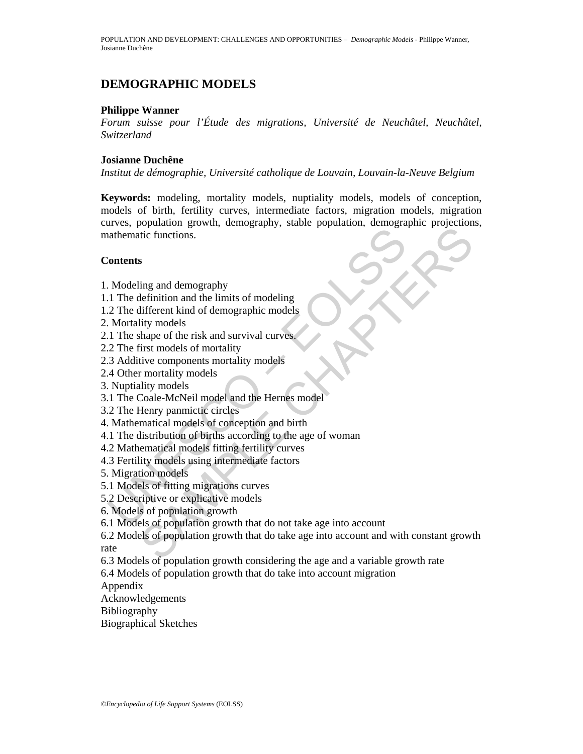# DEMOGRAPHIC MODELS

**Philippe Wanner**

*Forum suisse pour l'Étude des migrations, Université de Neuchâtel, Neuchâtel, Switzerland*

**Josianne Duchêne**

*Institut de démographie, Université catholique de Louvain, Louvain-la-Neuve Belgium*

**Keywords:** modeling, mortality models, nuptiality models, models of conception, models of birth, fertility curves, intermediate factors, migration models, migration curves, population growth, demography, stable population, demographic projections, mathematic functions.

## Contents

1. Modeling and demography
1.1 The definition and the limits of modeling
1.2 The different kind of demographic models
2. Mortality models
2.1 The shape of the risk and survival curves.
2.2 The first models of mortality
2.3 Additive components mortality models
2.4 Other mortality models
3. Nuptiality models
3.1 The Coale-McNeil model and the Hernes model
3.2 The Henry panmictic circles
4. Mathematical models of conception and birth
4.1 The distribution of births according to the age of woman
4.2 Mathematical models fitting fertility curves
4.3 Fertility models using intermediate factors
5. Migration models
5.1 Models of fitting migrations curves
5.2 Descriptive or explicative models
6. Models of population growth
6.1 Models of population growth that do not take age into account
6.2 Models of population growth that do take age into account and with constant growth rate
6.3 Models of population growth considering the age and a variable growth rate
6.4 Models of population growth that do take into account migration
Appendix
Acknowledgements
Bibliography
Biographical Sketches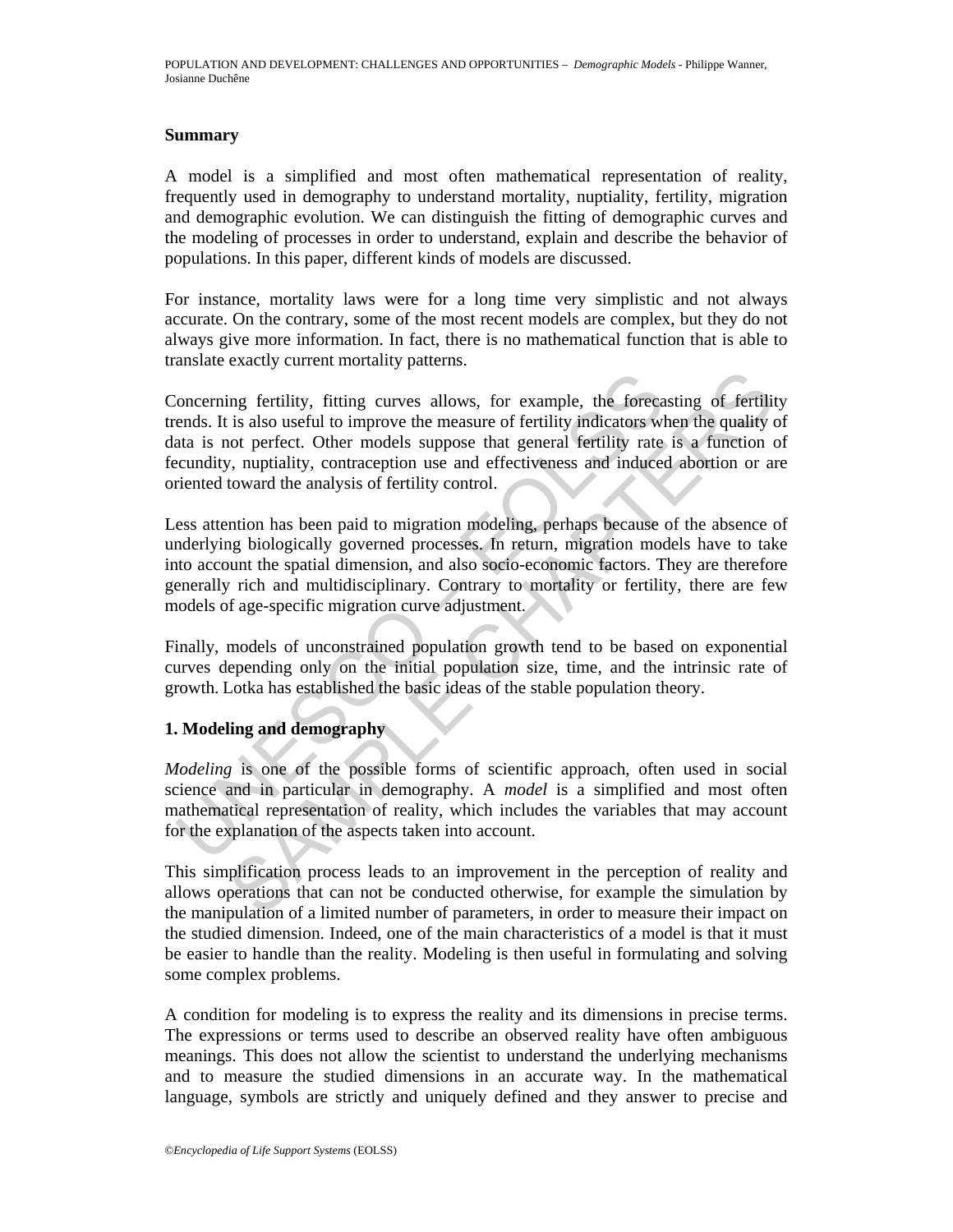## Summary

A model is a simplified and most often mathematical representation of reality, frequently used in demography to understand mortality, nuptiality, fertility, migration and demographic evolution. We can distinguish the fitting of demographic curves and the modeling of processes in order to understand, explain and describe the behavior of populations. In this paper, different kinds of models are discussed.

For instance, mortality laws were for a long time very simplistic and not always accurate. On the contrary, some of the most recent models are complex, but they do not always give more information. In fact, there is no mathematical function that is able to translate exactly current mortality patterns.

Concerning fertility, fitting curves allows, for example, the forecasting of fertility trends. It is also useful to improve the measure of fertility indicators when the quality of data is not perfect. Other models suppose that general fertility rate is a function of fecundity, nuptiality, contraception use and effectiveness and induced abortion or are oriented toward the analysis of fertility control.

Less attention has been paid to migration modeling, perhaps because of the absence of underlying biologically governed processes. In return, migration models have to take into account the spatial dimension, and also socio-economic factors. They are therefore generally rich and multidisciplinary. Contrary to mortality or fertility, there are few models of age-specific migration curve adjustment.

Finally, models of unconstrained population growth tend to be based on exponential curves depending only on the initial population size, time, and the intrinsic rate of growth. Lotka has established the basic ideas of the stable population theory.

## 1. Modeling and demography

*Modeling* is one of the possible forms of scientific approach, often used in social science and in particular in demography. A *model* is a simplified and most often mathematical representation of reality, which includes the variables that may account for the explanation of the aspects taken into account.

This simplification process leads to an improvement in the perception of reality and allows operations that can not be conducted otherwise, for example the simulation by the manipulation of a limited number of parameters, in order to measure their impact on the studied dimension. Indeed, one of the main characteristics of a model is that it must be easier to handle than the reality. Modeling is then useful in formulating and solving some complex problems.

A condition for modeling is to express the reality and its dimensions in precise terms. The expressions or terms used to describe an observed reality have often ambiguous meanings. This does not allow the scientist to understand the underlying mechanisms and to measure the studied dimensions in an accurate way. In the mathematical language, symbols are strictly and uniquely defined and they answer to precise and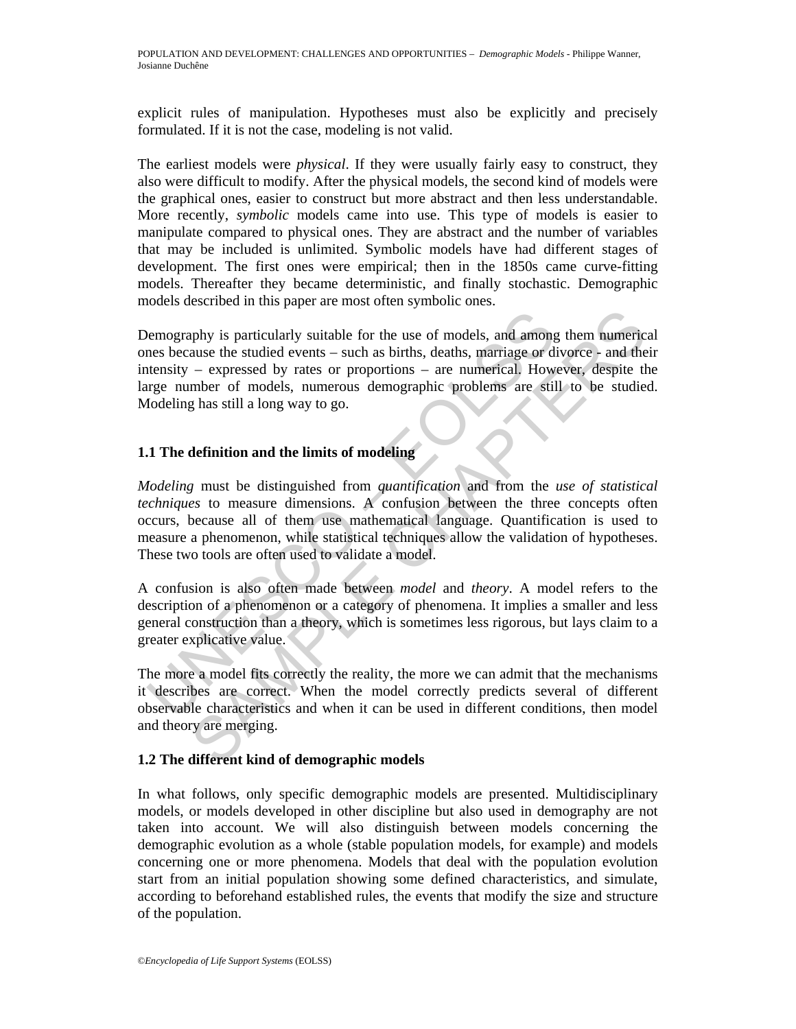explicit rules of manipulation. Hypotheses must also be explicitly and precisely formulated. If it is not the case, modeling is not valid.

The earliest models were *physical*. If they were usually fairly easy to construct, they also were difficult to modify. After the physical models, the second kind of models were the graphical ones, easier to construct but more abstract and then less understandable. More recently, *symbolic* models came into use. This type of models is easier to manipulate compared to physical ones. They are abstract and the number of variables that may be included is unlimited. Symbolic models have had different stages of development. The first ones were empirical; then in the 1850s came curve-fitting models. Thereafter they became deterministic, and finally stochastic. Demographic models described in this paper are most often symbolic ones.

Demography is particularly suitable for the use of models, and among them numerical ones because the studied events – such as births, deaths, marriage or divorce - and their intensity – expressed by rates or proportions – are numerical. However, despite the large number of models, numerous demographic problems are still to be studied. Modeling has still a long way to go.

### 1.1 The definition and the limits of modeling

*Modeling* must be distinguished from *quantification* and from the *use of statistical techniques* to measure dimensions. A confusion between the three concepts often occurs, because all of them use mathematical language. Quantification is used to measure a phenomenon, while statistical techniques allow the validation of hypotheses. These two tools are often used to validate a model.

A confusion is also often made between *model* and *theory*. A model refers to the description of a phenomenon or a category of phenomena. It implies a smaller and less general construction than a theory, which is sometimes less rigorous, but lays claim to a greater explicative value.

The more a model fits correctly the reality, the more we can admit that the mechanisms it describes are correct. When the model correctly predicts several of different observable characteristics and when it can be used in different conditions, then model and theory are merging.

### 1.2 The different kind of demographic models

In what follows, only specific demographic models are presented. Multidisciplinary models, or models developed in other discipline but also used in demography are not taken into account. We will also distinguish between models concerning the demographic evolution as a whole (stable population models, for example) and models concerning one or more phenomena. Models that deal with the population evolution start from an initial population showing some defined characteristics, and simulate, according to beforehand established rules, the events that modify the size and structure of the population.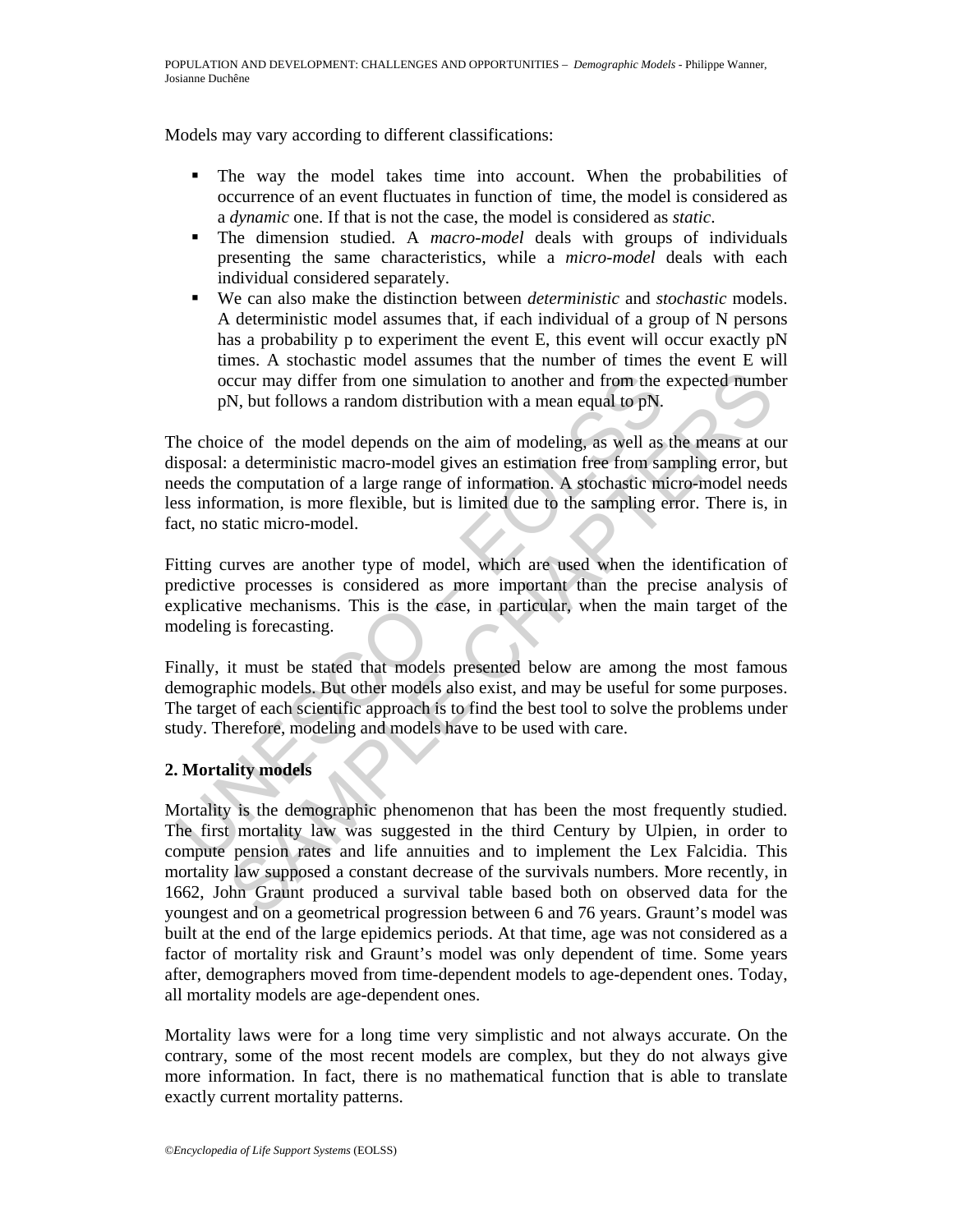Models may vary according to different classifications:

- The way the model takes time into account. When the probabilities of occurrence of an event fluctuates in function of time, the model is considered as a *dynamic* one. If that is not the case, the model is considered as *static*.
- The dimension studied. A *macro-model* deals with groups of individuals presenting the same characteristics, while a *micro-model* deals with each individual considered separately.
- We can also make the distinction between *deterministic* and *stochastic* models. A deterministic model assumes that, if each individual of a group of N persons has a probability p to experiment the event E, this event will occur exactly pN times. A stochastic model assumes that the number of times the event E will occur may differ from one simulation to another and from the expected number pN, but follows a random distribution with a mean equal to pN.

The choice of the model depends on the aim of modeling, as well as the means at our disposal: a deterministic macro-model gives an estimation free from sampling error, but needs the computation of a large range of information. A stochastic micro-model needs less information, is more flexible, but is limited due to the sampling error. There is, in fact, no static micro-model.

Fitting curves are another type of model, which are used when the identification of predictive processes is considered as more important than the precise analysis of explicative mechanisms. This is the case, in particular, when the main target of the modeling is forecasting.

Finally, it must be stated that models presented below are among the most famous demographic models. But other models also exist, and may be useful for some purposes. The target of each scientific approach is to find the best tool to solve the problems under study. Therefore, modeling and models have to be used with care.

## 2. Mortality models

Mortality is the demographic phenomenon that has been the most frequently studied. The first mortality law was suggested in the third Century by Ulpien, in order to compute pension rates and life annuities and to implement the Lex Falcidia. This mortality law supposed a constant decrease of the survivals numbers. More recently, in 1662, John Graunt produced a survival table based both on observed data for the youngest and on a geometrical progression between 6 and 76 years. Graunt's model was built at the end of the large epidemics periods. At that time, age was not considered as a factor of mortality risk and Graunt's model was only dependent of time. Some years after, demographers moved from time-dependent models to age-dependent ones. Today, all mortality models are age-dependent ones.

Mortality laws were for a long time very simplistic and not always accurate. On the contrary, some of the most recent models are complex, but they do not always give more information. In fact, there is no mathematical function that is able to translate exactly current mortality patterns.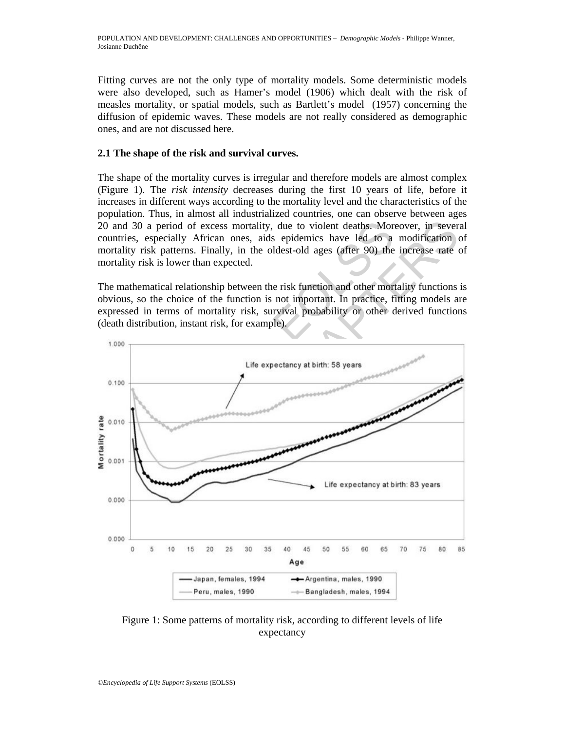Fitting curves are not the only type of mortality models. Some deterministic models were also developed, such as Hamer's model (1906) which dealt with the risk of measles mortality, or spatial models, such as Bartlett's model (1957) concerning the diffusion of epidemic waves. These models are not really considered as demographic ones, and are not discussed here.

## 2.1 The shape of the risk and survival curves.

The shape of the mortality curves is irregular and therefore models are almost complex (Figure 1). The *risk intensity* decreases during the first 10 years of life, before it increases in different ways according to the mortality level and the characteristics of the population. Thus, in almost all industrialized countries, one can observe between ages 20 and 30 a period of excess mortality, due to violent deaths. Moreover, in several countries, especially African ones, aids epidemics have led to a modification of mortality risk patterns. Finally, in the oldest-old ages (after 90) the increase rate of mortality risk is lower than expected.

The mathematical relationship between the risk function and other mortality functions is obvious, so the choice of the function is not important. In practice, fitting models are expressed in terms of mortality risk, survival probability or other derived functions (death distribution, instant risk, for example).

Figure 1: Some patterns of mortality risk, according to different levels of life expectancy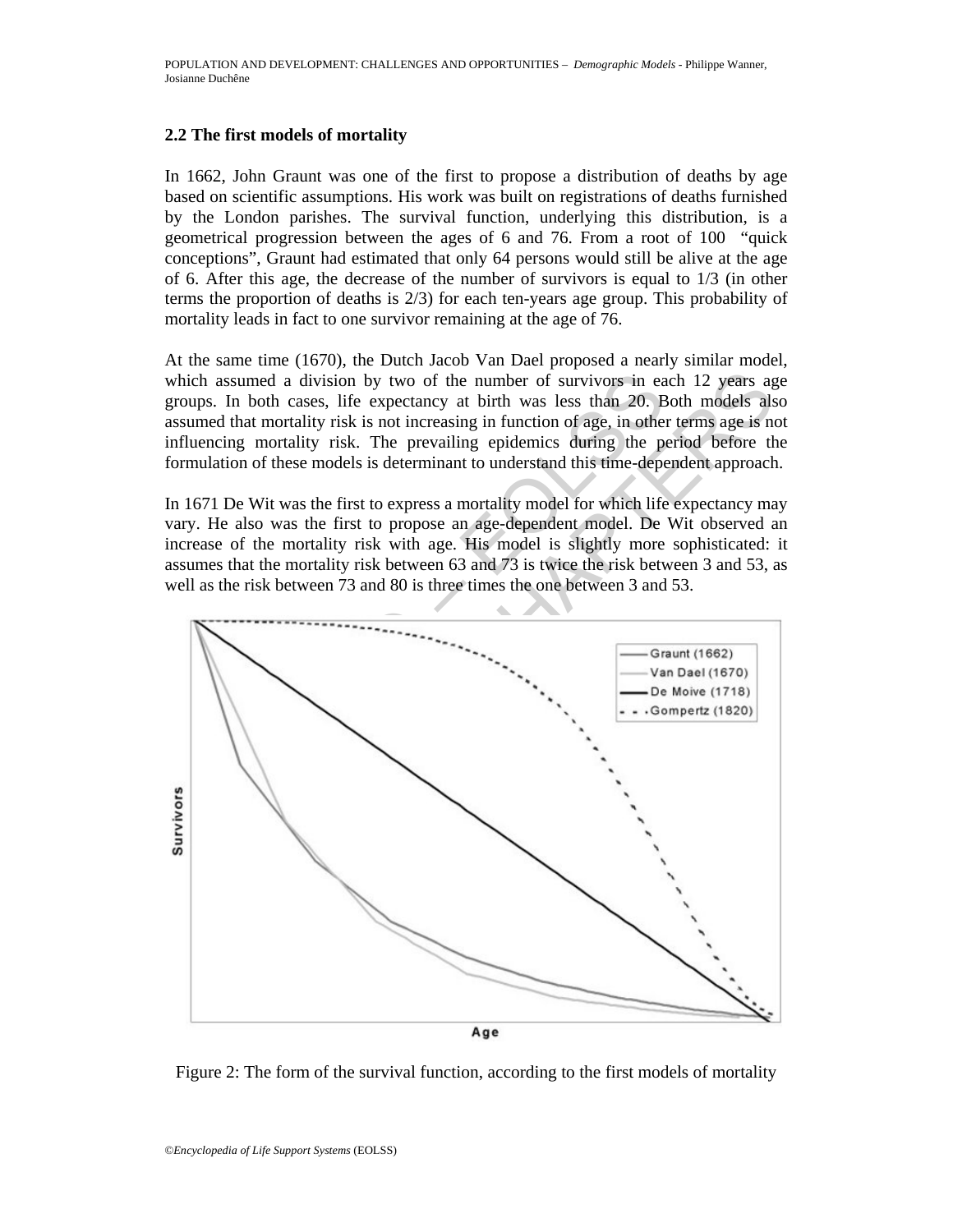### 2.2 The first models of mortality

In 1662, John Graunt was one of the first to propose a distribution of deaths by age based on scientific assumptions. His work was built on registrations of deaths furnished by the London parishes. The survival function, underlying this distribution, is a geometrical progression between the ages of 6 and 76. From a root of 100 "quick conceptions", Graunt had estimated that only 64 persons would still be alive at the age of 6. After this age, the decrease of the number of survivors is equal to 1/3 (in other terms the proportion of deaths is 2/3) for each ten-years age group. This probability of mortality leads in fact to one survivor remaining at the age of 76.

At the same time (1670), the Dutch Jacob Van Dael proposed a nearly similar model, which assumed a division by two of the number of survivors in each 12 years age groups. In both cases, life expectancy at birth was less than 20. Both models also assumed that mortality risk is not increasing in function of age, in other terms age is not influencing mortality risk. The prevailing epidemics during the period before the formulation of these models is determinant to understand this time-dependent approach.

In 1671 De Wit was the first to express a mortality model for which life expectancy may vary. He also was the first to propose an age-dependent model. De Wit observed an increase of the mortality risk with age. His model is slightly more sophisticated: it assumes that the mortality risk between 63 and 73 is twice the risk between 3 and 53, as well as the risk between 73 and 80 is three times the one between 3 and 53.

Figure 2: The form of the survival function, according to the first models of mortality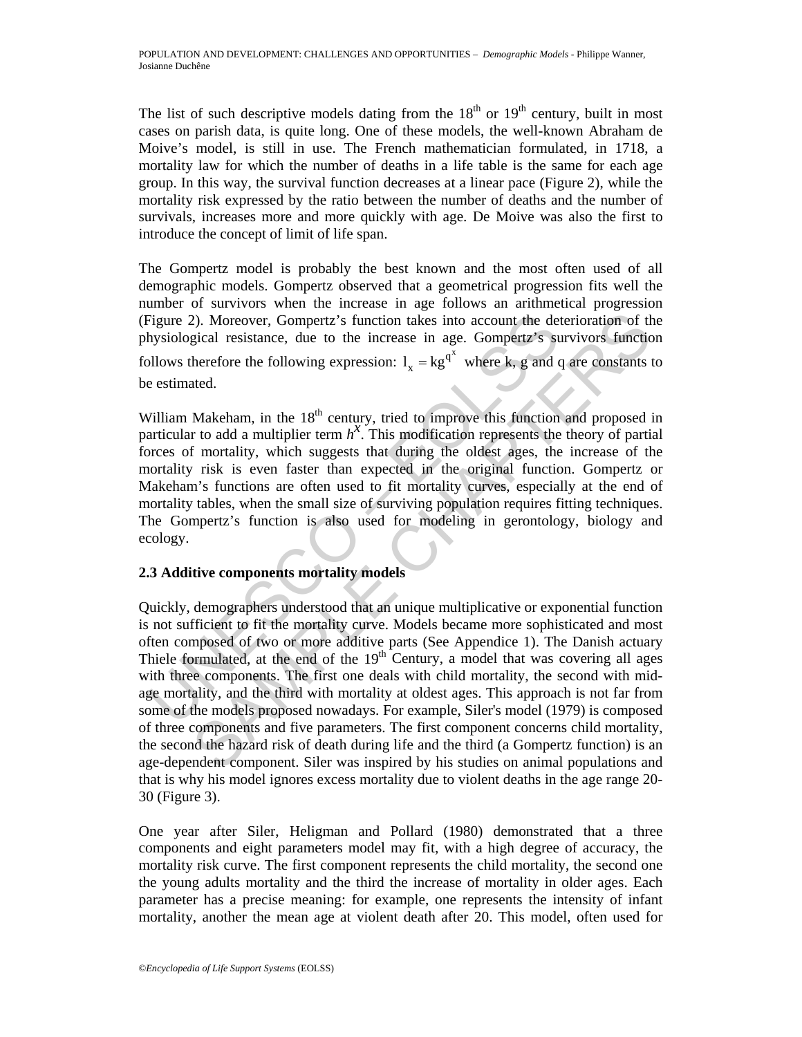The list of such descriptive models dating from the 18th or 19th century, built in most cases on parish data, is quite long. One of these models, the well-known Abraham de Moive's model, is still in use. The French mathematician formulated, in 1718, a mortality law for which the number of deaths in a life table is the same for each age group. In this way, the survival function decreases at a linear pace (Figure 2), while the mortality risk expressed by the ratio between the number of deaths and the number of survivals, increases more and more quickly with age. De Moive was also the first to introduce the concept of limit of life span.

The Gompertz model is probably the best known and the most often used of all demographic models. Gompertz observed that a geometrical progression fits well the number of survivors when the increase in age follows an arithmetical progression (Figure 2). Moreover, Gompertz's function takes into account the deterioration of the physiological resistance, due to the increase in age. Gompertz's survivors function follows therefore the following expression: $l_x = kg^{q^x}$ where k, g and q are constants to be estimated.

William Makeham, in the 18th century, tried to improve this function and proposed in particular to add a multiplier term $h^x$. This modification represents the theory of partial forces of mortality, which suggests that during the oldest ages, the increase of the mortality risk is even faster than expected in the original function. Gompertz or Makeham's functions are often used to fit mortality curves, especially at the end of mortality tables, when the small size of surviving population requires fitting techniques. The Gompertz's function is also used for modeling in gerontology, biology and ecology.

## 2.3 Additive components mortality models

Quickly, demographers understood that an unique multiplicative or exponential function is not sufficient to fit the mortality curve. Models became more sophisticated and most often composed of two or more additive parts (See Appendice 1). The Danish actuary Thiele formulated, at the end of the 19th Century, a model that was covering all ages with three components. The first one deals with child mortality, the second with mid-age mortality, and the third with mortality at oldest ages. This approach is not far from some of the models proposed nowadays. For example, Siler's model (1979) is composed of three components and five parameters. The first component concerns child mortality, the second the hazard risk of death during life and the third (a Gompertz function) is an age-dependent component. Siler was inspired by his studies on animal populations and that is why his model ignores excess mortality due to violent deaths in the age range 20-30 (Figure 3).

One year after Siler, Heligman and Pollard (1980) demonstrated that a three components and eight parameters model may fit, with a high degree of accuracy, the mortality risk curve. The first component represents the child mortality, the second one the young adults mortality and the third the increase of mortality in older ages. Each parameter has a precise meaning: for example, one represents the intensity of infant mortality, another the mean age at violent death after 20. This model, often used for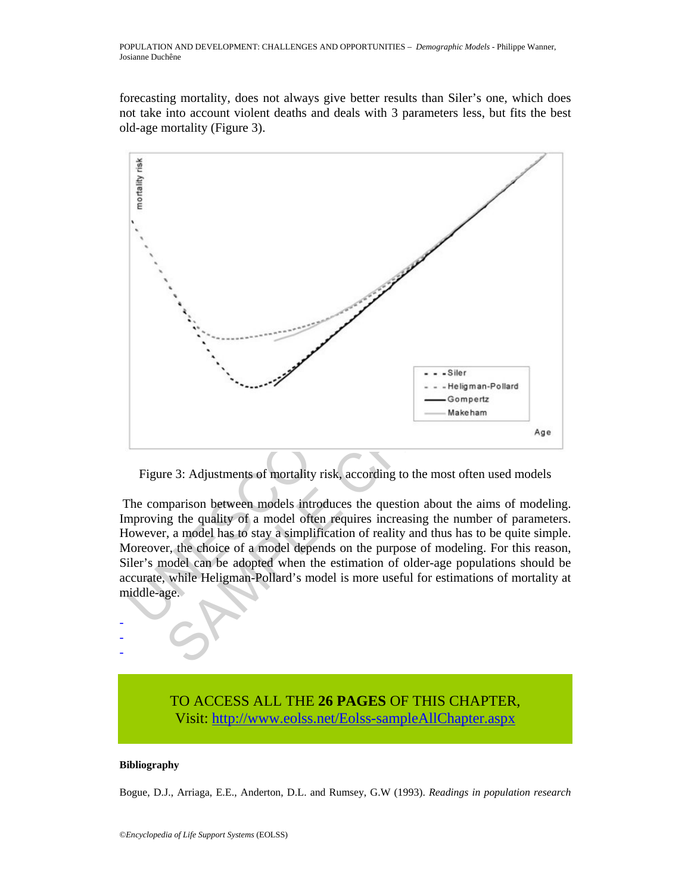forecasting mortality, does not always give better results than Siler's one, which does not take into account violent deaths and deals with 3 parameters less, but fits the best old-age mortality (Figure 3).

Figure 3: Adjustments of mortality risk, according to the most often used models

The comparison between models introduces the question about the aims of modeling. Improving the quality of a model often requires increasing the number of parameters. However, a model has to stay a simplification of reality and thus has to be quite simple. Moreover, the choice of a model depends on the purpose of modeling. For this reason, Siler's model can be adopted when the estimation of older-age populations should be accurate, while Heligman-Pollard's model is more useful for estimations of mortality at middle-age.

-
-
-

TO ACCESS ALL THE **26 PAGES** OF THIS CHAPTER,
Visit: http://www.eolss.net/Eolss-sampleAllChapter.aspx

**Bibliography**

Bogue, D.J., Arriaga, E.E., Anderton, D.L. and Rumsey, G.W (1993). *Readings in population research*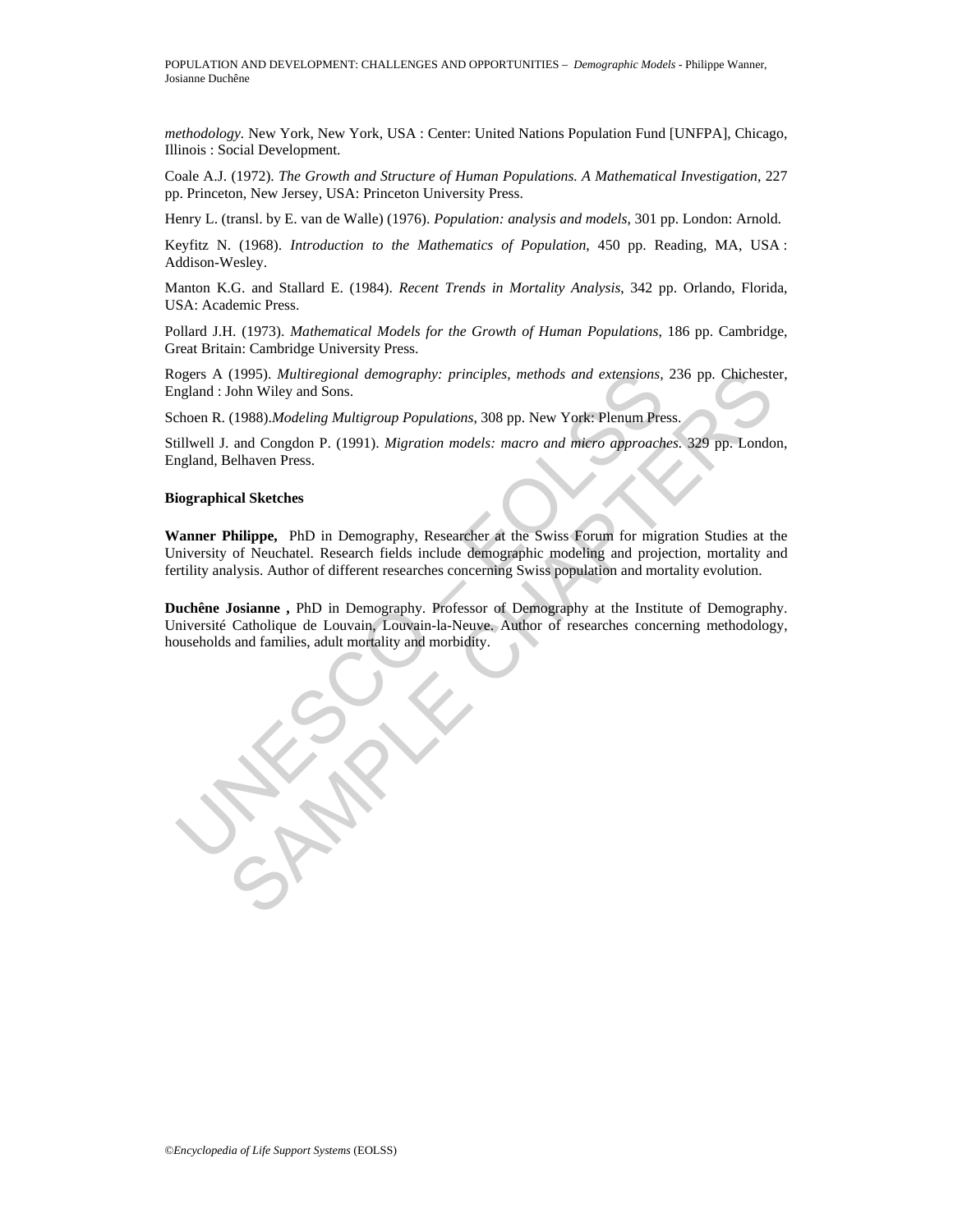*methodology*. New York, New York, USA : Center: United Nations Population Fund [UNFPA], Chicago, Illinois : Social Development.

Coale A.J. (1972). *The Growth and Structure of Human Populations. A Mathematical Investigation*, 227 pp. Princeton, New Jersey, USA: Princeton University Press.

Henry L. (transl. by E. van de Walle) (1976). *Population: analysis and models*, 301 pp. London: Arnold.

Keyfitz N. (1968). *Introduction to the Mathematics of Population*, 450 pp. Reading, MA, USA : Addison-Wesley.

Manton K.G. and Stallard E. (1984). *Recent Trends in Mortality Analysis*, 342 pp. Orlando, Florida, USA: Academic Press.

Pollard J.H. (1973). *Mathematical Models for the Growth of Human Populations*, 186 pp. Cambridge, Great Britain: Cambridge University Press.

Rogers A (1995). *Multiregional demography: principles, methods and extensions*, 236 pp. Chichester, England : John Wiley and Sons.

Schoen R. (1988).*Modeling Multigroup Populations*, 308 pp. New York: Plenum Press.

Stillwell J. and Congdon P. (1991). *Migration models: macro and micro approaches*. 329 pp. London, England, Belhaven Press.

**Biographical Sketches**

**Wanner Philippe,** PhD in Demography, Researcher at the Swiss Forum for migration Studies at the University of Neuchatel. Research fields include demographic modeling and projection, mortality and fertility analysis. Author of different researches concerning Swiss population and mortality evolution.

**Duchêne Josianne ,** PhD in Demography. Professor of Demography at the Institute of Demography. Université Catholique de Louvain, Louvain-la-Neuve. Author of researches concerning methodology, households and families, adult mortality and morbidity.